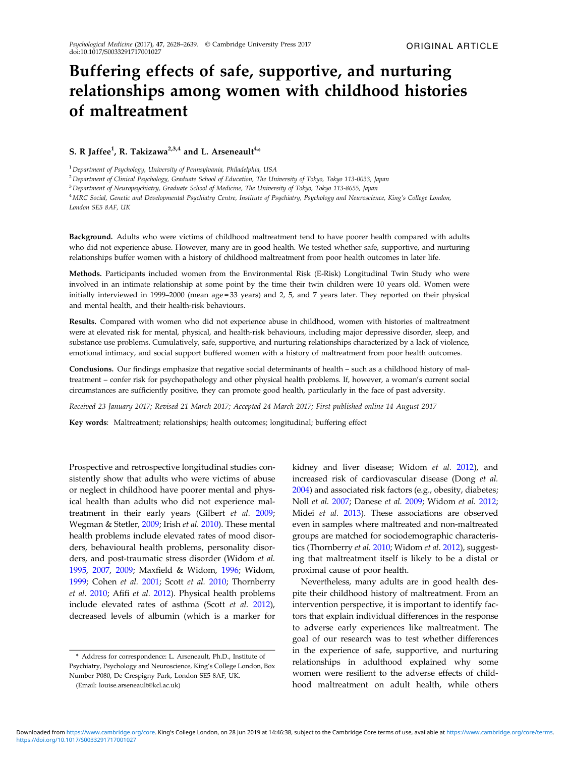ORIGINAL ARTICLE

# Buffering effects of safe, supportive, and nurturing relationships among women with childhood histories of maltreatment

**S. R Jaffee[1], R. Takizawa[2,3,4] and L. Arseneault[4]***

[1] *Department of Psychology, University of Pennsylvania, Philadelphia, USA*

[2] *Department of Clinical Psychology, Graduate School of Education, The University of Tokyo, Tokyo 113-0033, Japan*

[3] *Department of Neuropsychiatry, Graduate School of Medicine, The University of Tokyo, Tokyo 113-8655, Japan*

[4] *MRC Social, Genetic and Developmental Psychiatry Centre, Institute of Psychiatry, Psychology and Neuroscience, King's College London, London SE5 8AF, UK*

**Background.** Adults who were victims of childhood maltreatment tend to have poorer health compared with adults who did not experience abuse. However, many are in good health. We tested whether safe, supportive, and nurturing relationships buffer women with a history of childhood maltreatment from poor health outcomes in later life.

**Methods.** Participants included women from the Environmental Risk (E-Risk) Longitudinal Twin Study who were involved in an intimate relationship at some point by the time their twin children were 10 years old. Women were initially interviewed in 1999–2000 (mean age = 33 years) and 2, 5, and 7 years later. They reported on their physical and mental health, and their health-risk behaviours.

**Results.** Compared with women who did not experience abuse in childhood, women with histories of maltreatment were at elevated risk for mental, physical, and health-risk behaviours, including major depressive disorder, sleep, and substance use problems. Cumulatively, safe, supportive, and nurturing relationships characterized by a lack of violence, emotional intimacy, and social support buffered women with a history of maltreatment from poor health outcomes.

**Conclusions.** Our findings emphasize that negative social determinants of health – such as a childhood history of maltreatment – confer risk for psychopathology and other physical health problems. If, however, a woman's current social circumstances are sufficiently positive, they can promote good health, particularly in the face of past adversity.

*Received 23 January 2017; Revised 21 March 2017; Accepted 24 March 2017; First published online 14 August 2017*

**Key words**: Maltreatment; relationships; health outcomes; longitudinal; buffering effect

Prospective and retrospective longitudinal studies consistently show that adults who were victims of abuse or neglect in childhood have poorer mental and physical health than adults who did not experience maltreatment in their early years (Gilbert *et al.* 2009; Wegman & Stetler, 2009; Irish *et al.* 2010). These mental health problems include elevated rates of mood disorders, behavioural health problems, personality disorders, and post-traumatic stress disorder (Widom *et al.* 1995, 2007, 2009; Maxfield & Widom, 1996; Widom, 1999; Cohen *et al.* 2001; Scott *et al.* 2010; Thornberry *et al.* 2010; Afifi *et al.* 2012). Physical health problems include elevated rates of asthma (Scott *et al.* 2012), decreased levels of albumin (which is a marker for kidney and liver disease; Widom *et al.* 2012), and increased risk of cardiovascular disease (Dong *et al.* 2004) and associated risk factors (e.g., obesity, diabetes; Noll *et al.* 2007; Danese *et al.* 2009; Widom *et al.* 2012; Midei *et al.* 2013). These associations are observed even in samples where maltreated and non-maltreated groups are matched for sociodemographic characteristics (Thornberry *et al.* 2010; Widom *et al.* 2012), suggesting that maltreatment itself is likely to be a distal or proximal cause of poor health.

Nevertheless, many adults are in good health despite their childhood history of maltreatment. From an intervention perspective, it is important to identify factors that explain individual differences in the response to adverse early experiences like maltreatment. The goal of our research was to test whether differences in the experience of safe, supportive, and nurturing relationships in adulthood explained why some women were resilient to the adverse effects of childhood maltreatment on adult health, while others

* Address for correspondence: L. Arseneault, Ph.D., Institute of Psychiatry, Psychology and Neuroscience, King's College London, Box Number P080, De Crespigny Park, London SE5 8AF, UK.
(Email: louise.arseneault@kcl.ac.uk)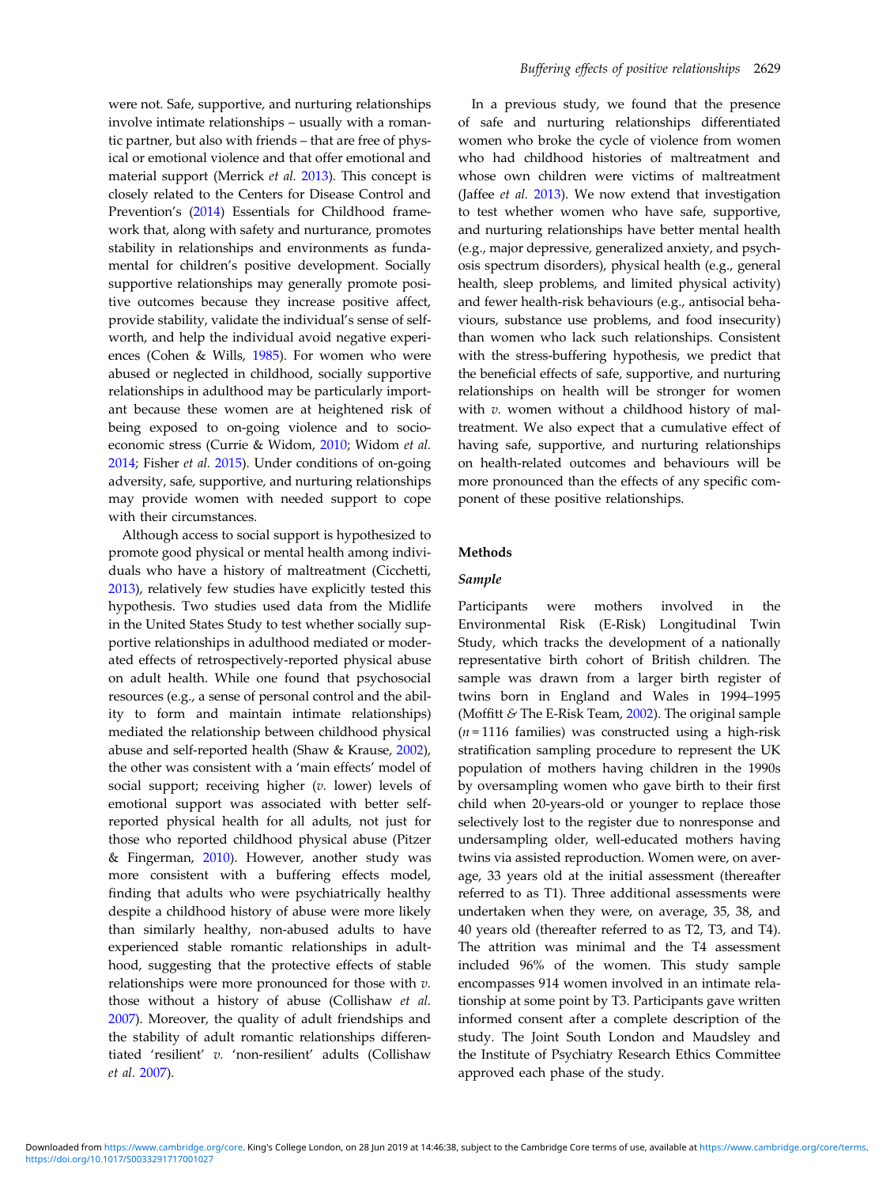were not. Safe, supportive, and nurturing relationships involve intimate relationships – usually with a romantic partner, but also with friends – that are free of physical or emotional violence and that offer emotional and material support (Merrick *et al.* 2013). This concept is closely related to the Centers for Disease Control and Prevention's (2014) Essentials for Childhood framework that, along with safety and nurturance, promotes stability in relationships and environments as fundamental for children's positive development. Socially supportive relationships may generally promote positive outcomes because they increase positive affect, provide stability, validate the individual's sense of self-worth, and help the individual avoid negative experiences (Cohen & Wills, 1985). For women who were abused or neglected in childhood, socially supportive relationships in adulthood may be particularly important because these women are at heightened risk of being exposed to on-going violence and to socio-economic stress (Currie & Widom, 2010; Widom *et al.* 2014; Fisher *et al.* 2015). Under conditions of on-going adversity, safe, supportive, and nurturing relationships may provide women with needed support to cope with their circumstances.

Although access to social support is hypothesized to promote good physical or mental health among individuals who have a history of maltreatment (Cicchetti, 2013), relatively few studies have explicitly tested this hypothesis. Two studies used data from the Midlife in the United States Study to test whether socially supportive relationships in adulthood mediated or moderated effects of retrospectively-reported physical abuse on adult health. While one found that psychosocial resources (e.g., a sense of personal control and the ability to form and maintain intimate relationships) mediated the relationship between childhood physical abuse and self-reported health (Shaw & Krause, 2002), the other was consistent with a 'main effects' model of social support; receiving higher (*v.* lower) levels of emotional support was associated with better self-reported physical health for all adults, not just for those who reported childhood physical abuse (Pitzer & Fingerman, 2010). However, another study was more consistent with a buffering effects model, finding that adults who were psychiatrically healthy despite a childhood history of abuse were more likely than similarly healthy, non-abused adults to have experienced stable romantic relationships in adulthood, suggesting that the protective effects of stable relationships were more pronounced for those with *v.* those without a history of abuse (Collishaw *et al.* 2007). Moreover, the quality of adult friendships and the stability of adult romantic relationships differentiated 'resilient' *v.* 'non-resilient' adults (Collishaw *et al.* 2007).

In a previous study, we found that the presence of safe and nurturing relationships differentiated women who broke the cycle of violence from women who had childhood histories of maltreatment and whose own children were victims of maltreatment (Jaffee *et al.* 2013). We now extend that investigation to test whether women who have safe, supportive, and nurturing relationships have better mental health (e.g., major depressive, generalized anxiety, and psychosis spectrum disorders), physical health (e.g., general health, sleep problems, and limited physical activity) and fewer health-risk behaviours (e.g., antisocial behaviours, substance use problems, and food insecurity) than women who lack such relationships. Consistent with the stress-buffering hypothesis, we predict that the beneficial effects of safe, supportive, and nurturing relationships on health will be stronger for women with *v.* women without a childhood history of maltreatment. We also expect that a cumulative effect of having safe, supportive, and nurturing relationships on health-related outcomes and behaviours will be more pronounced than the effects of any specific component of these positive relationships.

## Methods

### *Sample*

Participants were mothers involved in the Environmental Risk (E-Risk) Longitudinal Twin Study, which tracks the development of a nationally representative birth cohort of British children. The sample was drawn from a larger birth register of twins born in England and Wales in 1994–1995 (Moffitt & The E-Risk Team, 2002). The original sample ($n = 1116$ families) was constructed using a high-risk stratification sampling procedure to represent the UK population of mothers having children in the 1990s by oversampling women who gave birth to their first child when 20-years-old or younger to replace those selectively lost to the register due to nonresponse and undersampling older, well-educated mothers having twins via assisted reproduction. Women were, on average, 33 years old at the initial assessment (thereafter referred to as T1). Three additional assessments were undertaken when they were, on average, 35, 38, and 40 years old (thereafter referred to as T2, T3, and T4). The attrition was minimal and the T4 assessment included 96% of the women. This study sample encompasses 914 women involved in an intimate relationship at some point by T3. Participants gave written informed consent after a complete description of the study. The Joint South London and Maudsley and the Institute of Psychiatry Research Ethics Committee approved each phase of the study.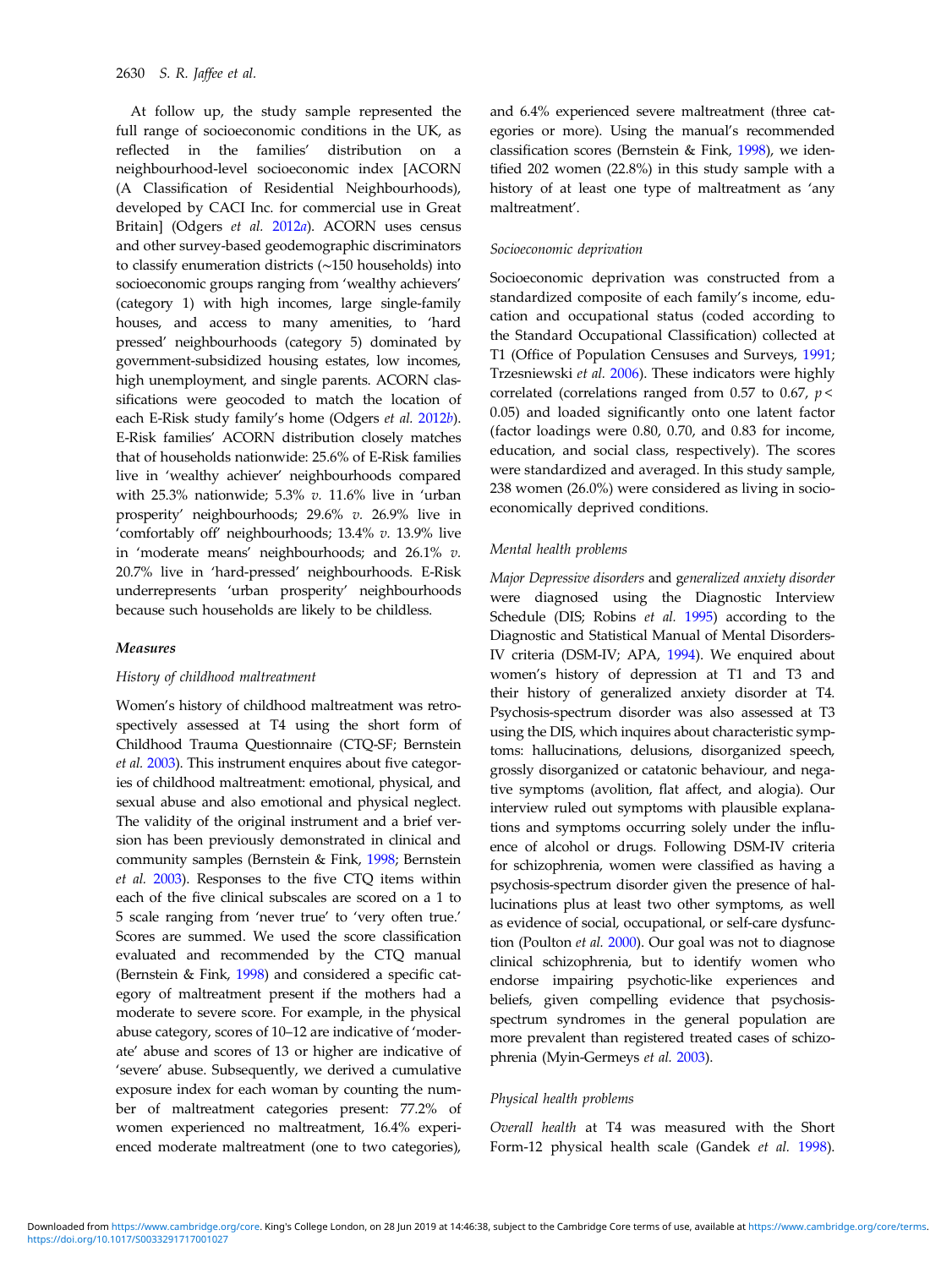At follow up, the study sample represented the full range of socioeconomic conditions in the UK, as reflected in the families' distribution on a neighbourhood-level socioeconomic index [ACORN (A Classification of Residential Neighbourhoods), developed by CACI Inc. for commercial use in Great Britain] (Odgers *et al.* 2012*a*). ACORN uses census and other survey-based geodemographic discriminators to classify enumeration districts (~150 households) into socioeconomic groups ranging from 'wealthy achievers' (category 1) with high incomes, large single-family houses, and access to many amenities, to 'hard pressed' neighbourhoods (category 5) dominated by government-subsidized housing estates, low incomes, high unemployment, and single parents. ACORN classifications were geocoded to match the location of each E-Risk study family's home (Odgers *et al.* 2012*b*). E-Risk families' ACORN distribution closely matches that of households nationwide: 25.6% of E-Risk families live in 'wealthy achiever' neighbourhoods compared with 25.3% nationwide; 5.3% *v.* 11.6% live in 'urban prosperity' neighbourhoods; 29.6% *v.* 26.9% live in 'comfortably off' neighbourhoods; 13.4% *v.* 13.9% live in 'moderate means' neighbourhoods; and 26.1% *v.* 20.7% live in 'hard-pressed' neighbourhoods. E-Risk underrepresents 'urban prosperity' neighbourhoods because such households are likely to be childless.

### Measures

#### *History of childhood maltreatment*

Women's history of childhood maltreatment was retrospectively assessed at T4 using the short form of Childhood Trauma Questionnaire (CTQ-SF; Bernstein *et al.* 2003). This instrument enquires about five categories of childhood maltreatment: emotional, physical, and sexual abuse and also emotional and physical neglect. The validity of the original instrument and a brief version has been previously demonstrated in clinical and community samples (Bernstein & Fink, 1998; Bernstein *et al.* 2003). Responses to the five CTQ items within each of the five clinical subscales are scored on a 1 to 5 scale ranging from 'never true' to 'very often true.' Scores are summed. We used the score classification evaluated and recommended by the CTQ manual (Bernstein & Fink, 1998) and considered a specific category of maltreatment present if the mothers had a moderate to severe score. For example, in the physical abuse category, scores of 10–12 are indicative of 'moderate' abuse and scores of 13 or higher are indicative of 'severe' abuse. Subsequently, we derived a cumulative exposure index for each woman by counting the number of maltreatment categories present: 77.2% of women experienced no maltreatment, 16.4% experienced moderate maltreatment (one to two categories), and 6.4% experienced severe maltreatment (three categories or more). Using the manual's recommended classification scores (Bernstein & Fink, 1998), we identified 202 women (22.8%) in this study sample with a history of at least one type of maltreatment as 'any maltreatment'.

#### *Socioeconomic deprivation*

Socioeconomic deprivation was constructed from a standardized composite of each family's income, education and occupational status (coded according to the Standard Occupational Classification) collected at T1 (Office of Population Censuses and Surveys, 1991; Trzesniewski *et al.* 2006). These indicators were highly correlated (correlations ranged from 0.57 to 0.67, $p < 0.05$) and loaded significantly onto one latent factor (factor loadings were 0.80, 0.70, and 0.83 for income, education, and social class, respectively). The scores were standardized and averaged. In this study sample, 238 women (26.0%) were considered as living in socioeconomically deprived conditions.

#### *Mental health problems*

*Major Depressive disorders* and *generalized anxiety disorder* were diagnosed using the Diagnostic Interview Schedule (DIS; Robins *et al.* 1995) according to the Diagnostic and Statistical Manual of Mental Disorders-IV criteria (DSM-IV; APA, 1994). We enquired about women's history of depression at T1 and T3 and their history of generalized anxiety disorder at T4. Psychosis-spectrum disorder was also assessed at T3 using the DIS, which inquires about characteristic symptoms: hallucinations, delusions, disorganized speech, grossly disorganized or catatonic behaviour, and negative symptoms (avolition, flat affect, and alogia). Our interview ruled out symptoms with plausible explanations and symptoms occurring solely under the influence of alcohol or drugs. Following DSM-IV criteria for schizophrenia, women were classified as having a psychosis-spectrum disorder given the presence of hallucinations plus at least two other symptoms, as well as evidence of social, occupational, or self-care dysfunction (Poulton *et al.* 2000). Our goal was not to diagnose clinical schizophrenia, but to identify women who endorse impairing psychotic-like experiences and beliefs, given compelling evidence that psychosis-spectrum syndromes in the general population are more prevalent than registered treated cases of schizophrenia (Myin-Germeys *et al.* 2003).

#### *Physical health problems*

*Overall health* at T4 was measured with the Short Form-12 physical health scale (Gandek *et al.* 1998).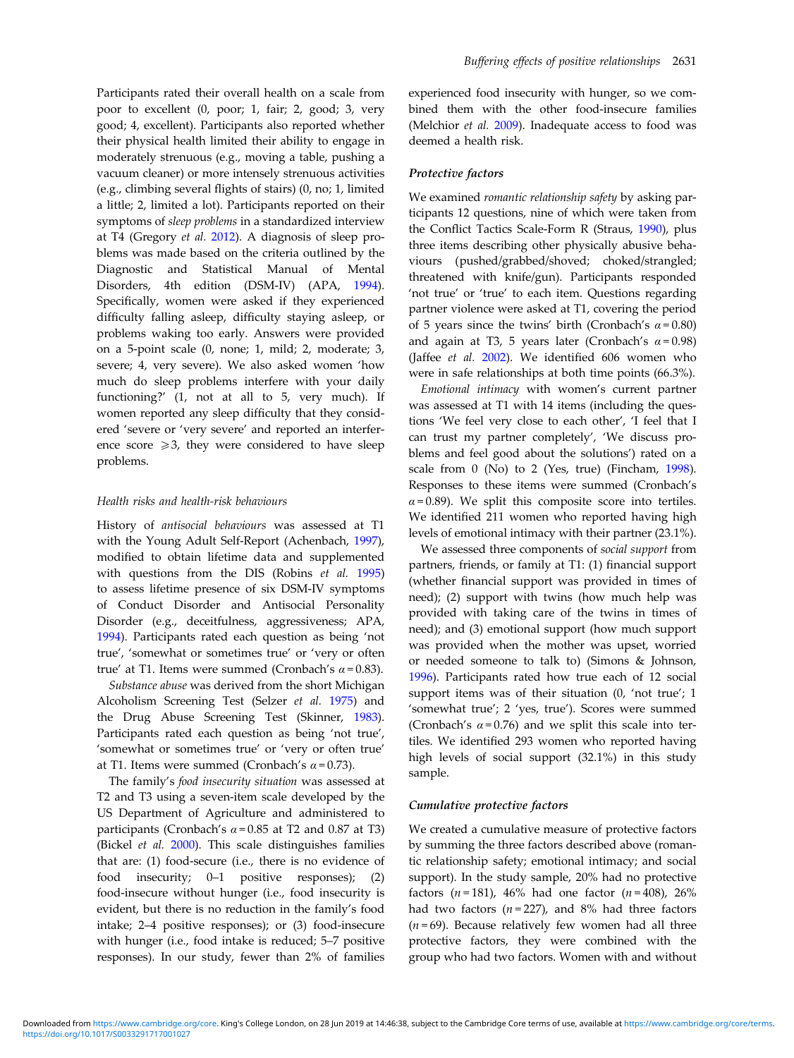Participants rated their overall health on a scale from poor to excellent (0, poor; 1, fair; 2, good; 3, very good; 4, excellent). Participants also reported whether their physical health limited their ability to engage in moderately strenuous (e.g., moving a table, pushing a vacuum cleaner) or more intensely strenuous activities (e.g., climbing several flights of stairs) (0, no; 1, limited a little; 2, limited a lot). Participants reported on their symptoms of *sleep problems* in a standardized interview at T4 (Gregory *et al.* 2012). A diagnosis of sleep problems was made based on the criteria outlined by the Diagnostic and Statistical Manual of Mental Disorders, 4th edition (DSM-IV) (APA, 1994). Specifically, women were asked if they experienced difficulty falling asleep, difficulty staying asleep, or problems waking too early. Answers were provided on a 5-point scale (0, none; 1, mild; 2, moderate; 3, severe; 4, very severe). We also asked women 'how much do sleep problems interfere with your daily functioning?' (1, not at all to 5, very much). If women reported any sleep difficulty that they considered 'severe or 'very severe' and reported an interference score $\geqslant 3$, they were considered to have sleep problems.

### *Health risks and health-risk behaviours*

History of *antisocial behaviours* was assessed at T1 with the Young Adult Self-Report (Achenbach, 1997), modified to obtain lifetime data and supplemented with questions from the DIS (Robins *et al.* 1995) to assess lifetime presence of six DSM-IV symptoms of Conduct Disorder and Antisocial Personality Disorder (e.g., deceitfulness, aggressiveness; APA, 1994). Participants rated each question as being 'not true', 'somewhat or sometimes true' or 'very or often true' at T1. Items were summed (Cronbach's $\alpha = 0.83$).

*Substance abuse* was derived from the short Michigan Alcoholism Screening Test (Selzer *et al.* 1975) and the Drug Abuse Screening Test (Skinner, 1983). Participants rated each question as being 'not true', 'somewhat or sometimes true' or 'very or often true' at T1. Items were summed (Cronbach's $\alpha = 0.73$).

The family's *food insecurity situation* was assessed at T2 and T3 using a seven-item scale developed by the US Department of Agriculture and administered to participants (Cronbach's $\alpha = 0.85$ at T2 and 0.87 at T3) (Bickel *et al.* 2000). This scale distinguishes families that are: (1) food-secure (i.e., there is no evidence of food insecurity; 0–1 positive responses); (2) food-insecure without hunger (i.e., food insecurity is evident, but there is no reduction in the family's food intake; 2–4 positive responses); or (3) food-insecure with hunger (i.e., food intake is reduced; 5–7 positive responses). In our study, fewer than 2% of families experienced food insecurity with hunger, so we combined them with the other food-insecure families (Melchior *et al.* 2009). Inadequate access to food was deemed a health risk.

### ***Protective factors***

We examined *romantic relationship safety* by asking participants 12 questions, nine of which were taken from the Conflict Tactics Scale-Form R (Straus, 1990), plus three items describing other physically abusive behaviours (pushed/grabbed/shoved; choked/strangled; threatened with knife/gun). Participants responded 'not true' or 'true' to each item. Questions regarding partner violence were asked at T1, covering the period of 5 years since the twins' birth (Cronbach's $\alpha = 0.80$) and again at T3, 5 years later (Cronbach's $\alpha = 0.98$) (Jaffee *et al.* 2002). We identified 606 women who were in safe relationships at both time points (66.3%).

*Emotional intimacy* with women's current partner was assessed at T1 with 14 items (including the questions 'We feel very close to each other', 'I feel that I can trust my partner completely', 'We discuss problems and feel good about the solutions') rated on a scale from 0 (No) to 2 (Yes, true) (Fincham, 1998). Responses to these items were summed (Cronbach's $\alpha = 0.89$). We split this composite score into tertiles. We identified 211 women who reported having high levels of emotional intimacy with their partner (23.1%).

We assessed three components of *social support* from partners, friends, or family at T1: (1) financial support (whether financial support was provided in times of need); (2) support with twins (how much help was provided with taking care of the twins in times of need); and (3) emotional support (how much support was provided when the mother was upset, worried or needed someone to talk to) (Simons & Johnson, 1996). Participants rated how true each of 12 social support items was of their situation (0, 'not true'; 1 'somewhat true'; 2 'yes, true'). Scores were summed (Cronbach's $\alpha = 0.76$) and we split this scale into tertiles. We identified 293 women who reported having high levels of social support (32.1%) in this study sample.

### ***Cumulative protective factors***

We created a cumulative measure of protective factors by summing the three factors described above (romantic relationship safety; emotional intimacy; and social support). In the study sample, 20% had no protective factors ($n = 181$), 46% had one factor ($n = 408$), 26% had two factors ($n = 227$), and 8% had three factors ($n = 69$). Because relatively few women had all three protective factors, they were combined with the group who had two factors. Women with and without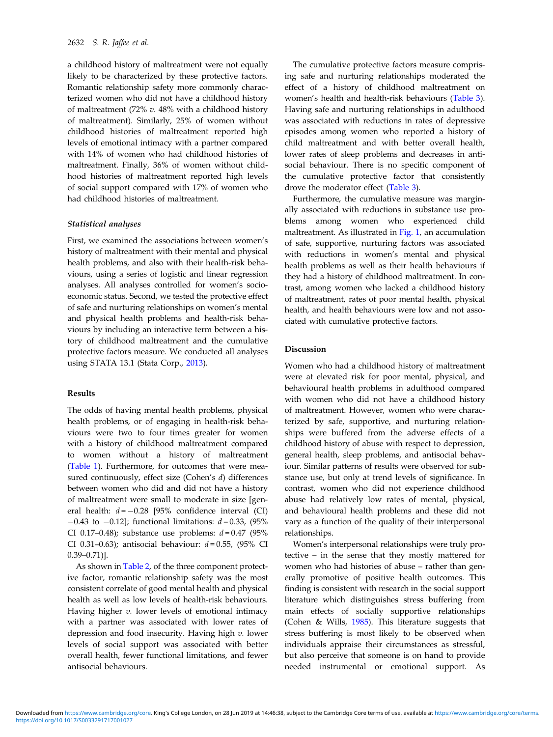a childhood history of maltreatment were not equally likely to be characterized by these protective factors. Romantic relationship safety more commonly characterized women who did not have a childhood history of maltreatment (72% *v.* 48% with a childhood history of maltreatment). Similarly, 25% of women without childhood histories of maltreatment reported high levels of emotional intimacy with a partner compared with 14% of women who had childhood histories of maltreatment. Finally, 36% of women without childhood histories of maltreatment reported high levels of social support compared with 17% of women who had childhood histories of maltreatment.

### Statistical analyses

First, we examined the associations between women's history of maltreatment with their mental and physical health problems, and also with their health-risk behaviours, using a series of logistic and linear regression analyses. All analyses controlled for women's socioeconomic status. Second, we tested the protective effect of safe and nurturing relationships on women's mental and physical health problems and health-risk behaviours by including an interactive term between a history of childhood maltreatment and the cumulative protective factors measure. We conducted all analyses using STATA 13.1 (Stata Corp., 2013).

## Results

The odds of having mental health problems, physical health problems, or of engaging in health-risk behaviours were two to four times greater for women with a history of childhood maltreatment compared to women without a history of maltreatment (Table 1). Furthermore, for outcomes that were measured continuously, effect size (Cohen's $d$) differences between women who did and did not have a history of maltreatment were small to moderate in size [general health: $d = -0.28$ [95% confidence interval (CI) $-0.43$ to $-0.12$]; functional limitations: $d = 0.33$, (95% CI 0.17–0.48); substance use problems: $d = 0.47$ (95% CI 0.31–0.63); antisocial behaviour: $d = 0.55$, (95% CI 0.39–0.71)].

As shown in Table 2, of the three component protective factor, romantic relationship safety was the most consistent correlate of good mental health and physical health as well as low levels of health-risk behaviours. Having higher *v.* lower levels of emotional intimacy with a partner was associated with lower rates of depression and food insecurity. Having high *v.* lower levels of social support was associated with better overall health, fewer functional limitations, and fewer antisocial behaviours.

The cumulative protective factors measure comprising safe and nurturing relationships moderated the effect of a history of childhood maltreatment on women's health and health-risk behaviours (Table 3). Having safe and nurturing relationships in adulthood was associated with reductions in rates of depressive episodes among women who reported a history of child maltreatment and with better overall health, lower rates of sleep problems and decreases in antisocial behaviour. There is no specific component of the cumulative protective factor that consistently drove the moderator effect (Table 3).

Furthermore, the cumulative measure was marginally associated with reductions in substance use problems among women who experienced child maltreatment. As illustrated in Fig. 1, an accumulation of safe, supportive, nurturing factors was associated with reductions in women's mental and physical health problems as well as their health behaviours if they had a history of childhood maltreatment. In contrast, among women who lacked a childhood history of maltreatment, rates of poor mental health, physical health, and health behaviours were low and not associated with cumulative protective factors.

## Discussion

Women who had a childhood history of maltreatment were at elevated risk for poor mental, physical, and behavioural health problems in adulthood compared with women who did not have a childhood history of maltreatment. However, women who were characterized by safe, supportive, and nurturing relationships were buffered from the adverse effects of a childhood history of abuse with respect to depression, general health, sleep problems, and antisocial behaviour. Similar patterns of results were observed for substance use, but only at trend levels of significance. In contrast, women who did not experience childhood abuse had relatively low rates of mental, physical, and behavioural health problems and these did not vary as a function of the quality of their interpersonal relationships.

Women's interpersonal relationships were truly protective – in the sense that they mostly mattered for women who had histories of abuse – rather than generally promotive of positive health outcomes. This finding is consistent with research in the social support literature which distinguishes stress buffering from main effects of socially supportive relationships (Cohen & Wills, 1985). This literature suggests that stress buffering is most likely to be observed when individuals appraise their circumstances as stressful, but also perceive that someone is on hand to provide needed instrumental or emotional support. As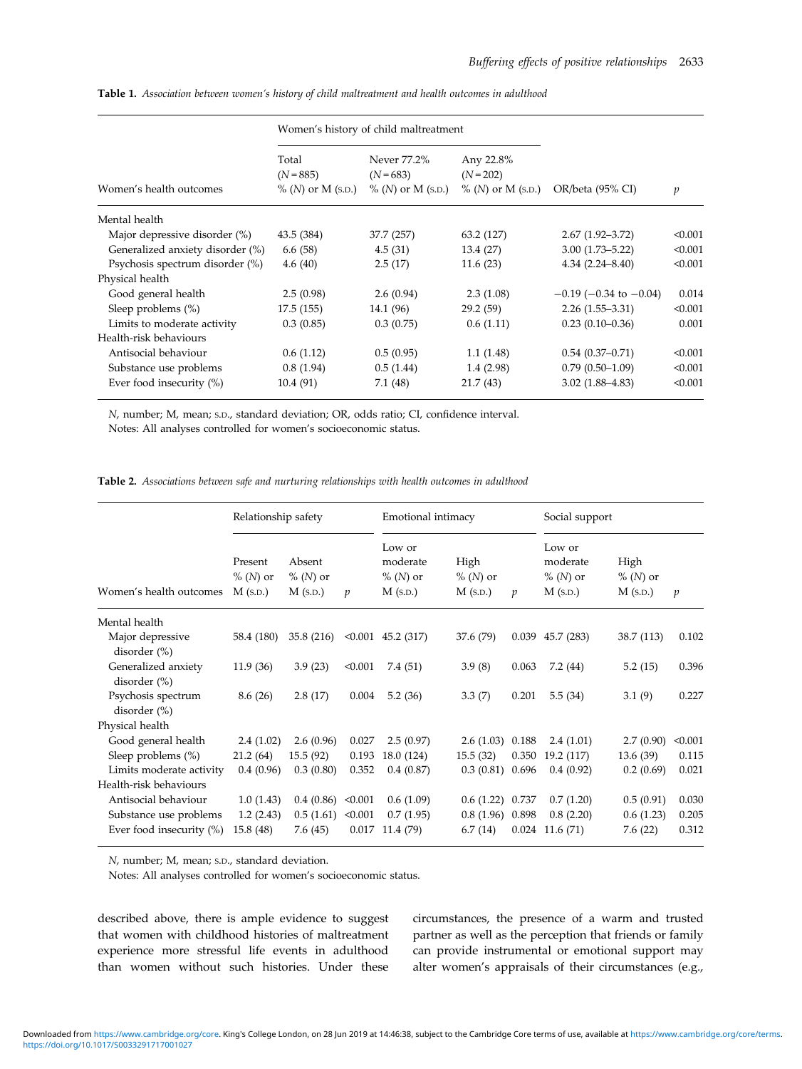**Table 1.** *Association between women's history of child maltreatment and health outcomes in adulthood*

| Women's health outcomes | Women's history of child maltreatment | | | | |
|---|---|---|---|---|---|
| | Total ($N$ = 885) % ($N$) or M (S.D.) | Never 77.2% ($N$ = 683) % ($N$) or M (S.D.) | Any 22.8% ($N$ = 202) % ($N$) or M (S.D.) | OR/beta (95% CI) | $p$ |
| Mental health | | | | | |
| Major depressive disorder (%) | 43.5 (384) | 37.7 (257) | 63.2 (127) | 2.67 (1.92–3.72) | <0.001 |
| Generalized anxiety disorder (%) | 6.6 (58) | 4.5 (31) | 13.4 (27) | 3.00 (1.73–5.22) | <0.001 |
| Psychosis spectrum disorder (%) | 4.6 (40) | 2.5 (17) | 11.6 (23) | 4.34 (2.24–8.40) | <0.001 |
| Physical health | | | | | |
| Good general health | 2.5 (0.98) | 2.6 (0.94) | 2.3 (1.08) | −0.19 (−0.34 to −0.04) | 0.014 |
| Sleep problems (%) | 17.5 (155) | 14.1 (96) | 29.2 (59) | 2.26 (1.55–3.31) | <0.001 |
| Limits to moderate activity | 0.3 (0.85) | 0.3 (0.75) | 0.6 (1.11) | 0.23 (0.10–0.36) | 0.001 |
| Health-risk behaviours | | | | | |
| Antisocial behaviour | 0.6 (1.12) | 0.5 (0.95) | 1.1 (1.48) | 0.54 (0.37–0.71) | <0.001 |
| Substance use problems | 0.8 (1.94) | 0.5 (1.44) | 1.4 (2.98) | 0.79 (0.50–1.09) | <0.001 |
| Ever food insecurity (%) | 10.4 (91) | 7.1 (48) | 21.7 (43) | 3.02 (1.88–4.83) | <0.001 |

$N$, number; M, mean; S.D., standard deviation; OR, odds ratio; CI, confidence interval.
Notes: All analyses controlled for women's socioeconomic status.

**Table 2.** *Associations between safe and nurturing relationships with health outcomes in adulthood*

| Women's health outcomes | Relationship safety | | | Emotional intimacy | | | Social support | | |
|---|---|---|---|---|---|---|---|---|---|
| | Present % ($N$) or M (S.D.) | Absent % ($N$) or M (S.D.) | $p$ | Low or moderate % ($N$) or M (S.D.) | High % ($N$) or M (S.D.) | $p$ | Low or moderate % ($N$) or M (S.D.) | High % ($N$) or M (S.D.) | $p$ |
| Mental health | | | | | | | | | |
| Major depressive disorder (%) | 58.4 (180) | 35.8 (216) | <0.001 | 45.2 (317) | 37.6 (79) | 0.039 | 45.7 (283) | 38.7 (113) | 0.102 |
| Generalized anxiety disorder (%) | 11.9 (36) | 3.9 (23) | <0.001 | 7.4 (51) | 3.9 (8) | 0.063 | 7.2 (44) | 5.2 (15) | 0.396 |
| Psychosis spectrum disorder (%) | 8.6 (26) | 2.8 (17) | 0.004 | 5.2 (36) | 3.3 (7) | 0.201 | 5.5 (34) | 3.1 (9) | 0.227 |
| Physical health | | | | | | | | | |
| Good general health | 2.4 (1.02) | 2.6 (0.96) | 0.027 | 2.5 (0.97) | 2.6 (1.03) | 0.188 | 2.4 (1.01) | 2.7 (0.90) | <0.001 |
| Sleep problems (%) | 21.2 (64) | 15.5 (92) | 0.193 | 18.0 (124) | 15.5 (32) | 0.350 | 19.2 (117) | 13.6 (39) | 0.115 |
| Limits moderate activity | 0.4 (0.96) | 0.3 (0.80) | 0.352 | 0.4 (0.87) | 0.3 (0.81) | 0.696 | 0.4 (0.92) | 0.2 (0.69) | 0.021 |
| Health-risk behaviours | | | | | | | | | |
| Antisocial behaviour | 1.0 (1.43) | 0.4 (0.86) | <0.001 | 0.6 (1.09) | 0.6 (1.22) | 0.737 | 0.7 (1.20) | 0.5 (0.91) | 0.030 |
| Substance use problems | 1.2 (2.43) | 0.5 (1.61) | <0.001 | 0.7 (1.95) | 0.8 (1.96) | 0.898 | 0.8 (2.20) | 0.6 (1.23) | 0.205 |
| Ever food insecurity (%) | 15.8 (48) | 7.6 (45) | 0.017 | 11.4 (79) | 6.7 (14) | 0.024 | 11.6 (71) | 7.6 (22) | 0.312 |

$N$, number; M, mean; S.D., standard deviation.
Notes: All analyses controlled for women's socioeconomic status.

described above, there is ample evidence to suggest that women with childhood histories of maltreatment experience more stressful life events in adulthood than women without such histories. Under these circumstances, the presence of a warm and trusted partner as well as the perception that friends or family can provide instrumental or emotional support may alter women's appraisals of their circumstances (e.g.,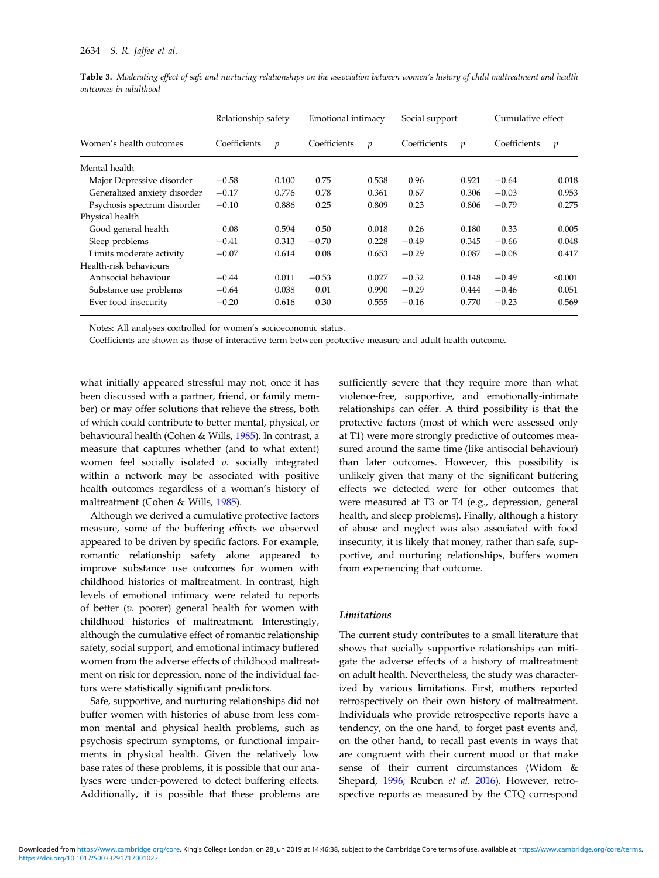**Table 3.** *Moderating effect of safe and nurturing relationships on the association between women's history of child maltreatment and health outcomes in adulthood*

| Women's health outcomes | Relationship safety | | Emotional intimacy | | Social support | | Cumulative effect | |
|---|---|---|---|---|---|---|---|---|
| | Coefficients | *p* | Coefficients | *p* | Coefficients | *p* | Coefficients | *p* |
| Mental health | | | | | | | | |
| Major Depressive disorder | −0.58 | 0.100 | 0.75 | 0.538 | 0.96 | 0.921 | −0.64 | 0.018 |
| Generalized anxiety disorder | −0.17 | 0.776 | 0.78 | 0.361 | 0.67 | 0.306 | −0.03 | 0.953 |
| Psychosis spectrum disorder | −0.10 | 0.886 | 0.25 | 0.809 | 0.23 | 0.806 | −0.79 | 0.275 |
| Physical health | | | | | | | | |
| Good general health | 0.08 | 0.594 | 0.50 | 0.018 | 0.26 | 0.180 | 0.33 | 0.005 |
| Sleep problems | −0.41 | 0.313 | −0.70 | 0.228 | −0.49 | 0.345 | −0.66 | 0.048 |
| Limits moderate activity | −0.07 | 0.614 | 0.08 | 0.653 | −0.29 | 0.087 | −0.08 | 0.417 |
| Health-risk behaviours | | | | | | | | |
| Antisocial behaviour | −0.44 | 0.011 | −0.53 | 0.027 | −0.32 | 0.148 | −0.49 | <0.001 |
| Substance use problems | −0.64 | 0.038 | 0.01 | 0.990 | −0.29 | 0.444 | −0.46 | 0.051 |
| Ever food insecurity | −0.20 | 0.616 | 0.30 | 0.555 | −0.16 | 0.770 | −0.23 | 0.569 |

Notes: All analyses controlled for women's socioeconomic status.

Coefficients are shown as those of interactive term between protective measure and adult health outcome.

what initially appeared stressful may not, once it has been discussed with a partner, friend, or family member) or may offer solutions that relieve the stress, both of which could contribute to better mental, physical, or behavioural health (Cohen & Wills, 1985). In contrast, a measure that captures whether (and to what extent) women feel socially isolated *v.* socially integrated within a network may be associated with positive health outcomes regardless of a woman's history of maltreatment (Cohen & Wills, 1985).

Although we derived a cumulative protective factors measure, some of the buffering effects we observed appeared to be driven by specific factors. For example, romantic relationship safety alone appeared to improve substance use outcomes for women with childhood histories of maltreatment. In contrast, high levels of emotional intimacy were related to reports of better (*v.* poorer) general health for women with childhood histories of maltreatment. Interestingly, although the cumulative effect of romantic relationship safety, social support, and emotional intimacy buffered women from the adverse effects of childhood maltreatment on risk for depression, none of the individual factors were statistically significant predictors.

Safe, supportive, and nurturing relationships did not buffer women with histories of abuse from less common mental and physical health problems, such as psychosis spectrum symptoms, or functional impairments in physical health. Given the relatively low base rates of these problems, it is possible that our analyses were under-powered to detect buffering effects. Additionally, it is possible that these problems are sufficiently severe that they require more than what violence-free, supportive, and emotionally-intimate relationships can offer. A third possibility is that the protective factors (most of which were assessed only at T1) were more strongly predictive of outcomes measured around the same time (like antisocial behaviour) than later outcomes. However, this possibility is unlikely given that many of the significant buffering effects we detected were for other outcomes that were measured at T3 or T4 (e.g., depression, general health, and sleep problems). Finally, although a history of abuse and neglect was also associated with food insecurity, it is likely that money, rather than safe, supportive, and nurturing relationships, buffers women from experiencing that outcome.

#### *Limitations*

The current study contributes to a small literature that shows that socially supportive relationships can mitigate the adverse effects of a history of maltreatment on adult health. Nevertheless, the study was characterized by various limitations. First, mothers reported retrospectively on their own history of maltreatment. Individuals who provide retrospective reports have a tendency, on the one hand, to forget past events and, on the other hand, to recall past events in ways that are congruent with their current mood or that make sense of their current circumstances (Widom & Shepard, 1996; Reuben *et al.* 2016). However, retrospective reports as measured by the CTQ correspond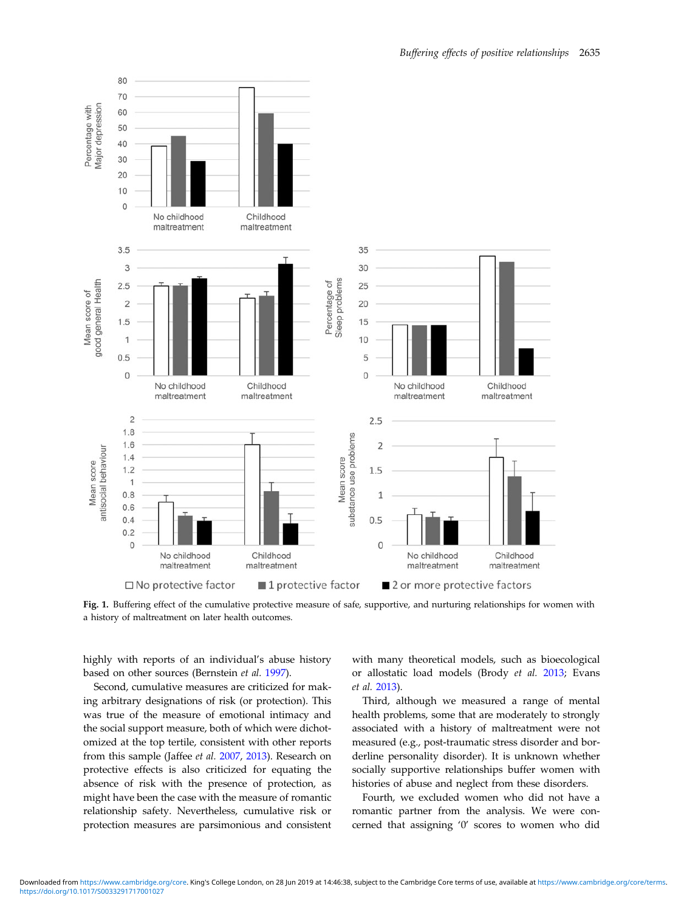Fig. 1. Buffering effect of the cumulative protective measure of safe, supportive, and nurturing relationships for women with a history of maltreatment on later health outcomes.

highly with reports of an individual's abuse history based on other sources (Bernstein *et al.* 1997).

Second, cumulative measures are criticized for making arbitrary designations of risk (or protection). This was true of the measure of emotional intimacy and the social support measure, both of which were dichotomized at the top tertile, consistent with other reports from this sample (Jaffee *et al.* 2007, 2013). Research on protective effects is also criticized for equating the absence of risk with the presence of protection, as might have been the case with the measure of romantic relationship safety. Nevertheless, cumulative risk or protection measures are parsimonious and consistent with many theoretical models, such as bioecological or allostatic load models (Brody *et al.* 2013; Evans *et al.* 2013).

Third, although we measured a range of mental health problems, some that are moderately to strongly associated with a history of maltreatment were not measured (e.g., post-traumatic stress disorder and borderline personality disorder). It is unknown whether socially supportive relationships buffer women with histories of abuse and neglect from these disorders.

Fourth, we excluded women who did not have a romantic partner from the analysis. We were concerned that assigning '0' scores to women who did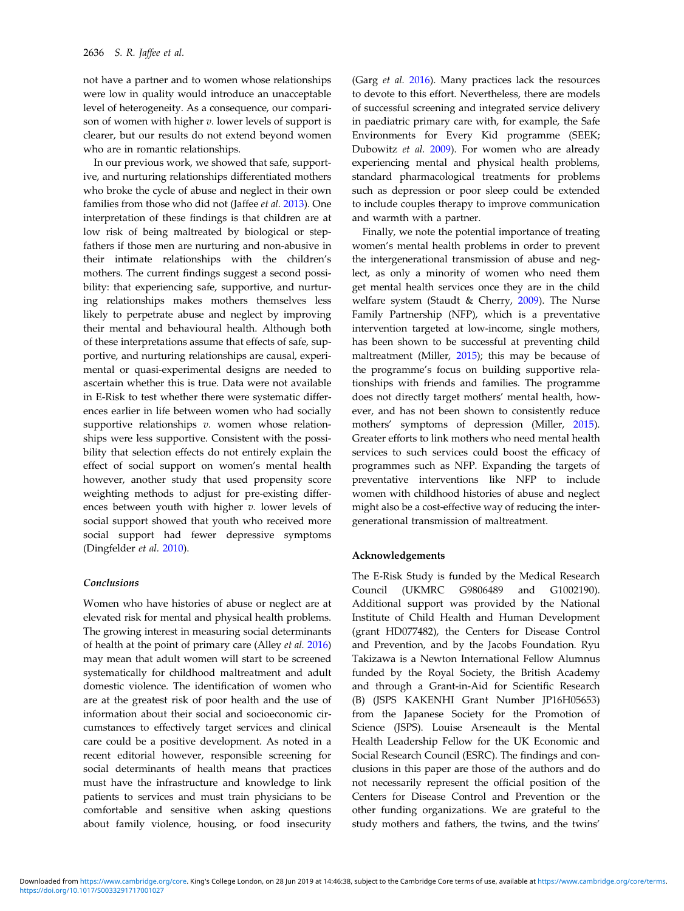not have a partner and to women whose relationships were low in quality would introduce an unacceptable level of heterogeneity. As a consequence, our comparison of women with higher *v.* lower levels of support is clearer, but our results do not extend beyond women who are in romantic relationships.

In our previous work, we showed that safe, supportive, and nurturing relationships differentiated mothers who broke the cycle of abuse and neglect in their own families from those who did not (Jaffee *et al.* 2013). One interpretation of these findings is that children are at low risk of being maltreated by biological or stepfathers if those men are nurturing and non-abusive in their intimate relationships with the children's mothers. The current findings suggest a second possibility: that experiencing safe, supportive, and nurturing relationships makes mothers themselves less likely to perpetrate abuse and neglect by improving their mental and behavioural health. Although both of these interpretations assume that effects of safe, supportive, and nurturing relationships are causal, experimental or quasi-experimental designs are needed to ascertain whether this is true. Data were not available in E-Risk to test whether there were systematic differences earlier in life between women who had socially supportive relationships *v.* women whose relationships were less supportive. Consistent with the possibility that selection effects do not entirely explain the effect of social support on women's mental health however, another study that used propensity score weighting methods to adjust for pre-existing differences between youth with higher *v.* lower levels of social support showed that youth who received more social support had fewer depressive symptoms (Dingfelder *et al.* 2010).

### Conclusions

Women who have histories of abuse or neglect are at elevated risk for mental and physical health problems. The growing interest in measuring social determinants of health at the point of primary care (Alley *et al.* 2016) may mean that adult women will start to be screened systematically for childhood maltreatment and adult domestic violence. The identification of women who are at the greatest risk of poor health and the use of information about their social and socioeconomic circumstances to effectively target services and clinical care could be a positive development. As noted in a recent editorial however, responsible screening for social determinants of health means that practices must have the infrastructure and knowledge to link patients to services and must train physicians to be comfortable and sensitive when asking questions about family violence, housing, or food insecurity (Garg *et al.* 2016). Many practices lack the resources to devote to this effort. Nevertheless, there are models of successful screening and integrated service delivery in paediatric primary care with, for example, the Safe Environments for Every Kid programme (SEEK; Dubowitz *et al.* 2009). For women who are already experiencing mental and physical health problems, standard pharmacological treatments for problems such as depression or poor sleep could be extended to include couples therapy to improve communication and warmth with a partner.

Finally, we note the potential importance of treating women's mental health problems in order to prevent the intergenerational transmission of abuse and neglect, as only a minority of women who need them get mental health services once they are in the child welfare system (Staudt & Cherry, 2009). The Nurse Family Partnership (NFP), which is a preventative intervention targeted at low-income, single mothers, has been shown to be successful at preventing child maltreatment (Miller, 2015); this may be because of the programme's focus on building supportive relationships with friends and families. The programme does not directly target mothers' mental health, however, and has not been shown to consistently reduce mothers' symptoms of depression (Miller, 2015). Greater efforts to link mothers who need mental health services to such services could boost the efficacy of programmes such as NFP. Expanding the targets of preventative interventions like NFP to include women with childhood histories of abuse and neglect might also be a cost-effective way of reducing the intergenerational transmission of maltreatment.

### Acknowledgements

The E-Risk Study is funded by the Medical Research Council (UKMRC G9806489 and G1002190). Additional support was provided by the National Institute of Child Health and Human Development (grant HD077482), the Centers for Disease Control and Prevention, and by the Jacobs Foundation. Ryu Takizawa is a Newton International Fellow Alumnus funded by the Royal Society, the British Academy and through a Grant-in-Aid for Scientific Research (B) (JSPS KAKENHI Grant Number JP16H05653) from the Japanese Society for the Promotion of Science (JSPS). Louise Arseneault is the Mental Health Leadership Fellow for the UK Economic and Social Research Council (ESRC). The findings and conclusions in this paper are those of the authors and do not necessarily represent the official position of the Centers for Disease Control and Prevention or the other funding organizations. We are grateful to the study mothers and fathers, the twins, and the twins'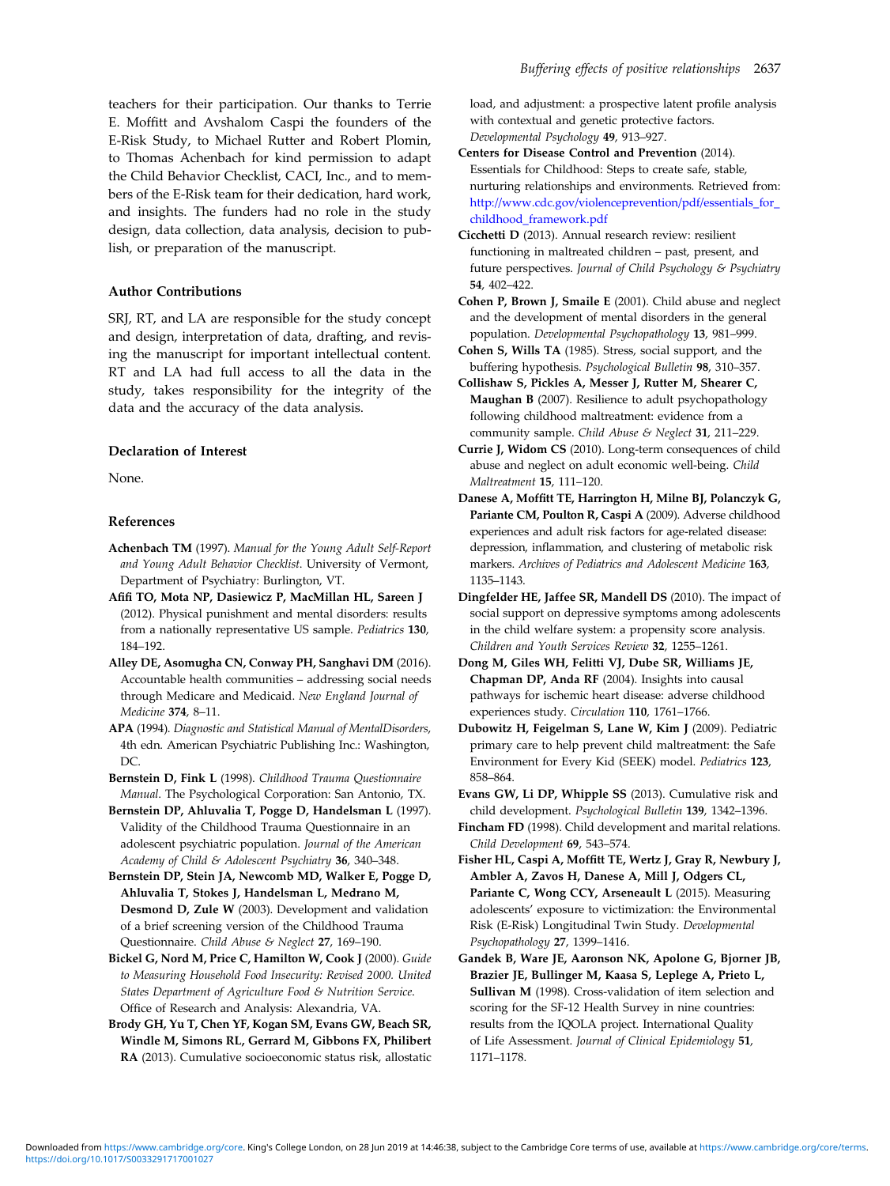teachers for their participation. Our thanks to Terrie E. Moffitt and Avshalom Caspi the founders of the E-Risk Study, to Michael Rutter and Robert Plomin, to Thomas Achenbach for kind permission to adapt the Child Behavior Checklist, CACI, Inc., and to members of the E-Risk team for their dedication, hard work, and insights. The funders had no role in the study design, data collection, data analysis, decision to publish, or preparation of the manuscript.

### Author Contributions

SRJ, RT, and LA are responsible for the study concept and design, interpretation of data, drafting, and revising the manuscript for important intellectual content. RT and LA had full access to all the data in the study, takes responsibility for the integrity of the data and the accuracy of the data analysis.

### Declaration of Interest

None.

### References

**Achenbach TM** (1997). *Manual for the Young Adult Self-Report and Young Adult Behavior Checklist*. University of Vermont, Department of Psychiatry: Burlington, VT.

**Afifi TO, Mota NP, Dasiewicz P, MacMillan HL, Sareen J** (2012). Physical punishment and mental disorders: results from a nationally representative US sample. *Pediatrics* **130**, 184–192.

**Alley DE, Asomugha CN, Conway PH, Sanghavi DM** (2016). Accountable health communities – addressing social needs through Medicare and Medicaid. *New England Journal of Medicine* **374**, 8–11.

**APA** (1994). *Diagnostic and Statistical Manual of MentalDisorders*, 4th edn. American Psychiatric Publishing Inc.: Washington, DC.

**Bernstein D, Fink L** (1998). *Childhood Trauma Questionnaire Manual*. The Psychological Corporation: San Antonio, TX.

**Bernstein DP, Ahluvalia T, Pogge D, Handelsman L** (1997). Validity of the Childhood Trauma Questionnaire in an adolescent psychiatric population. *Journal of the American Academy of Child & Adolescent Psychiatry* **36**, 340–348.

**Bernstein DP, Stein JA, Newcomb MD, Walker E, Pogge D, Ahluvalia T, Stokes J, Handelsman L, Medrano M, Desmond D, Zule W** (2003). Development and validation of a brief screening version of the Childhood Trauma Questionnaire. *Child Abuse & Neglect* **27**, 169–190.

**Bickel G, Nord M, Price C, Hamilton W, Cook J** (2000). *Guide to Measuring Household Food Insecurity: Revised 2000. United States Department of Agriculture Food & Nutrition Service*. Office of Research and Analysis: Alexandria, VA.

**Brody GH, Yu T, Chen YF, Kogan SM, Evans GW, Beach SR, Windle M, Simons RL, Gerrard M, Gibbons FX, Philibert RA** (2013). Cumulative socioeconomic status risk, allostatic load, and adjustment: a prospective latent profile analysis with contextual and genetic protective factors. *Developmental Psychology* **49**, 913–927.

**Centers for Disease Control and Prevention** (2014). Essentials for Childhood: Steps to create safe, stable, nurturing relationships and environments. Retrieved from: http://www.cdc.gov/violenceprevention/pdf/essentials_for_childhood_framework.pdf

**Cicchetti D** (2013). Annual research review: resilient functioning in maltreated children – past, present, and future perspectives. *Journal of Child Psychology & Psychiatry* **54**, 402–422.

**Cohen P, Brown J, Smaile E** (2001). Child abuse and neglect and the development of mental disorders in the general population. *Developmental Psychopathology* **13**, 981–999.

**Cohen S, Wills TA** (1985). Stress, social support, and the buffering hypothesis. *Psychological Bulletin* **98**, 310–357.

**Collishaw S, Pickles A, Messer J, Rutter M, Shearer C, Maughan B** (2007). Resilience to adult psychopathology following childhood maltreatment: evidence from a community sample. *Child Abuse & Neglect* **31**, 211–229.

**Currie J, Widom CS** (2010). Long-term consequences of child abuse and neglect on adult economic well-being. *Child Maltreatment* **15**, 111–120.

**Danese A, Moffitt TE, Harrington H, Milne BJ, Polanczyk G, Pariante CM, Poulton R, Caspi A** (2009). Adverse childhood experiences and adult risk factors for age-related disease: depression, inflammation, and clustering of metabolic risk markers. *Archives of Pediatrics and Adolescent Medicine* **163**, 1135–1143.

**Dingfelder HE, Jaffee SR, Mandell DS** (2010). The impact of social support on depressive symptoms among adolescents in the child welfare system: a propensity score analysis. *Children and Youth Services Review* **32**, 1255–1261.

**Dong M, Giles WH, Felitti VJ, Dube SR, Williams JE, Chapman DP, Anda RF** (2004). Insights into causal pathways for ischemic heart disease: adverse childhood experiences study. *Circulation* **110**, 1761–1766.

**Dubowitz H, Feigelman S, Lane W, Kim J** (2009). Pediatric primary care to help prevent child maltreatment: the Safe Environment for Every Kid (SEEK) model. *Pediatrics* **123**, 858–864.

**Evans GW, Li DP, Whipple SS** (2013). Cumulative risk and child development. *Psychological Bulletin* **139**, 1342–1396.

**Fincham FD** (1998). Child development and marital relations. *Child Development* **69**, 543–574.

**Fisher HL, Caspi A, Moffitt TE, Wertz J, Gray R, Newbury J, Ambler A, Zavos H, Danese A, Mill J, Odgers CL, Pariante C, Wong CCY, Arseneault L** (2015). Measuring adolescents' exposure to victimization: the Environmental Risk (E-Risk) Longitudinal Twin Study. *Developmental Psychopathology* **27**, 1399–1416.

**Gandek B, Ware JE, Aaronson NK, Apolone G, Bjorner JB, Brazier JE, Bullinger M, Kaasa S, Leplege A, Prieto L, Sullivan M** (1998). Cross-validation of item selection and scoring for the SF-12 Health Survey in nine countries: results from the IQOLA project. International Quality of Life Assessment. *Journal of Clinical Epidemiology* **51**, 1171–1178.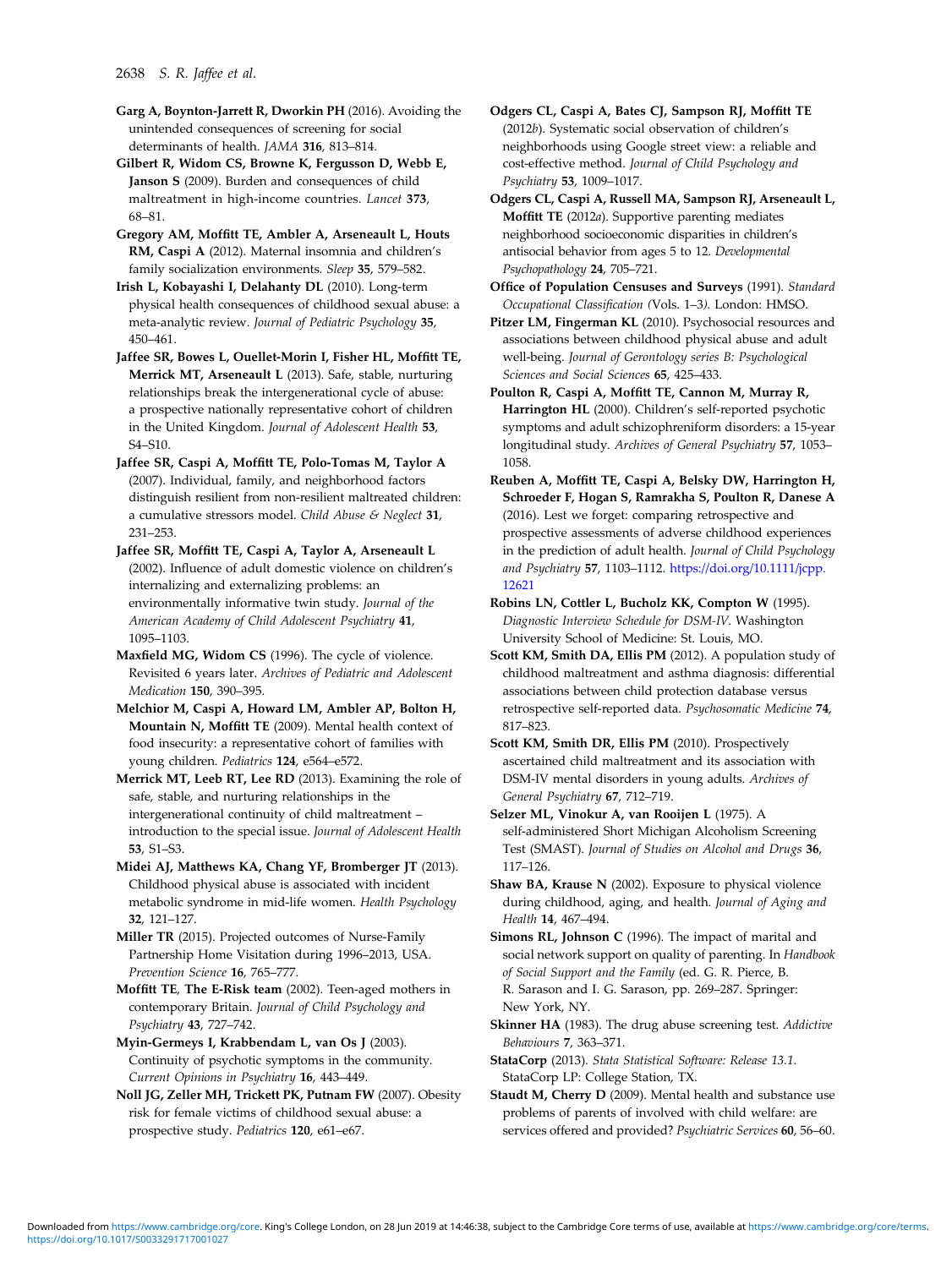**Garg A, Boynton-Jarrett R, Dworkin PH** (2016). Avoiding the unintended consequences of screening for social determinants of health. *JAMA* **316**, 813–814.

**Gilbert R, Widom CS, Browne K, Fergusson D, Webb E, Janson S** (2009). Burden and consequences of child maltreatment in high-income countries. *Lancet* **373**, 68–81.

**Gregory AM, Moffitt TE, Ambler A, Arseneault L, Houts RM, Caspi A** (2012). Maternal insomnia and children's family socialization environments. *Sleep* **35**, 579–582.

**Irish L, Kobayashi I, Delahanty DL** (2010). Long-term physical health consequences of childhood sexual abuse: a meta-analytic review. *Journal of Pediatric Psychology* **35**, 450–461.

**Jaffee SR, Bowes L, Ouellet-Morin I, Fisher HL, Moffitt TE, Merrick MT, Arseneault L** (2013). Safe, stable, nurturing relationships break the intergenerational cycle of abuse: a prospective nationally representative cohort of children in the United Kingdom. *Journal of Adolescent Health* **53**, S4–S10.

**Jaffee SR, Caspi A, Moffitt TE, Polo-Tomas M, Taylor A** (2007). Individual, family, and neighborhood factors distinguish resilient from non-resilient maltreated children: a cumulative stressors model. *Child Abuse & Neglect* **31**, 231–253.

**Jaffee SR, Moffitt TE, Caspi A, Taylor A, Arseneault L** (2002). Influence of adult domestic violence on children's internalizing and externalizing problems: an environmentally informative twin study. *Journal of the American Academy of Child Adolescent Psychiatry* **41**, 1095–1103.

**Maxfield MG, Widom CS** (1996). The cycle of violence. Revisited 6 years later. *Archives of Pediatric and Adolescent Medication* **150**, 390–395.

**Melchior M, Caspi A, Howard LM, Ambler AP, Bolton H, Mountain N, Moffitt TE** (2009). Mental health context of food insecurity: a representative cohort of families with young children. *Pediatrics* **124**, e564–e572.

**Merrick MT, Leeb RT, Lee RD** (2013). Examining the role of safe, stable, and nurturing relationships in the intergenerational continuity of child maltreatment – introduction to the special issue. *Journal of Adolescent Health* **53**, S1–S3.

**Midei AJ, Matthews KA, Chang YF, Bromberger JT** (2013). Childhood physical abuse is associated with incident metabolic syndrome in mid-life women. *Health Psychology* **32**, 121–127.

**Miller TR** (2015). Projected outcomes of Nurse-Family Partnership Home Visitation during 1996–2013, USA. *Prevention Science* **16**, 765–777.

**Moffitt TE, The E-Risk team** (2002). Teen-aged mothers in contemporary Britain. *Journal of Child Psychology and Psychiatry* **43**, 727–742.

**Myin-Germeys I, Krabbendam L, van Os J** (2003). Continuity of psychotic symptoms in the community. *Current Opinions in Psychiatry* **16**, 443–449.

**Noll JG, Zeller MH, Trickett PK, Putnam FW** (2007). Obesity risk for female victims of childhood sexual abuse: a prospective study. *Pediatrics* **120**, e61–e67.

**Odgers CL, Caspi A, Bates CJ, Sampson RJ, Moffitt TE** (2012*b*). Systematic social observation of children's neighborhoods using Google street view: a reliable and cost-effective method. *Journal of Child Psychology and Psychiatry* **53**, 1009–1017.

**Odgers CL, Caspi A, Russell MA, Sampson RJ, Arseneault L, Moffitt TE** (2012*a*). Supportive parenting mediates neighborhood socioeconomic disparities in children's antisocial behavior from ages 5 to 12. *Developmental Psychopathology* **24**, 705–721.

**Office of Population Censuses and Surveys** (1991). *Standard Occupational Classification (*Vols. 1–3*)*. London: HMSO.

**Pitzer LM, Fingerman KL** (2010). Psychosocial resources and associations between childhood physical abuse and adult well-being. *Journal of Gerontology series B: Psychological Sciences and Social Sciences* **65**, 425–433.

**Poulton R, Caspi A, Moffitt TE, Cannon M, Murray R, Harrington HL** (2000). Children's self-reported psychotic symptoms and adult schizophreniform disorders: a 15-year longitudinal study. *Archives of General Psychiatry* **57**, 1053–1058.

**Reuben A, Moffitt TE, Caspi A, Belsky DW, Harrington H, Schroeder F, Hogan S, Ramrakha S, Poulton R, Danese A** (2016). Lest we forget: comparing retrospective and prospective assessments of adverse childhood experiences in the prediction of adult health. *Journal of Child Psychology and Psychiatry* **57**, 1103–1112. https://doi.org/10.1111/jcpp.12621

**Robins LN, Cottler L, Bucholz KK, Compton W** (1995). *Diagnostic Interview Schedule for DSM-IV*. Washington University School of Medicine: St. Louis, MO.

**Scott KM, Smith DA, Ellis PM** (2012). A population study of childhood maltreatment and asthma diagnosis: differential associations between child protection database versus retrospective self-reported data. *Psychosomatic Medicine* **74**, 817–823.

**Scott KM, Smith DR, Ellis PM** (2010). Prospectively ascertained child maltreatment and its association with DSM-IV mental disorders in young adults. *Archives of General Psychiatry* **67**, 712–719.

**Selzer ML, Vinokur A, van Rooijen L** (1975). A self-administered Short Michigan Alcoholism Screening Test (SMAST). *Journal of Studies on Alcohol and Drugs* **36**, 117–126.

**Shaw BA, Krause N** (2002). Exposure to physical violence during childhood, aging, and health. *Journal of Aging and Health* **14**, 467–494.

**Simons RL, Johnson C** (1996). The impact of marital and social network support on quality of parenting. In *Handbook of Social Support and the Family* (ed. G. R. Pierce, B. R. Sarason and I. G. Sarason, pp. 269–287. Springer: New York, NY.

**Skinner HA** (1983). The drug abuse screening test. *Addictive Behaviours* **7**, 363–371.

**StataCorp** (2013). *Stata Statistical Software: Release 13.1*. StataCorp LP: College Station, TX.

**Staudt M, Cherry D** (2009). Mental health and substance use problems of parents of involved with child welfare: are services offered and provided? *Psychiatric Services* **60**, 56–60.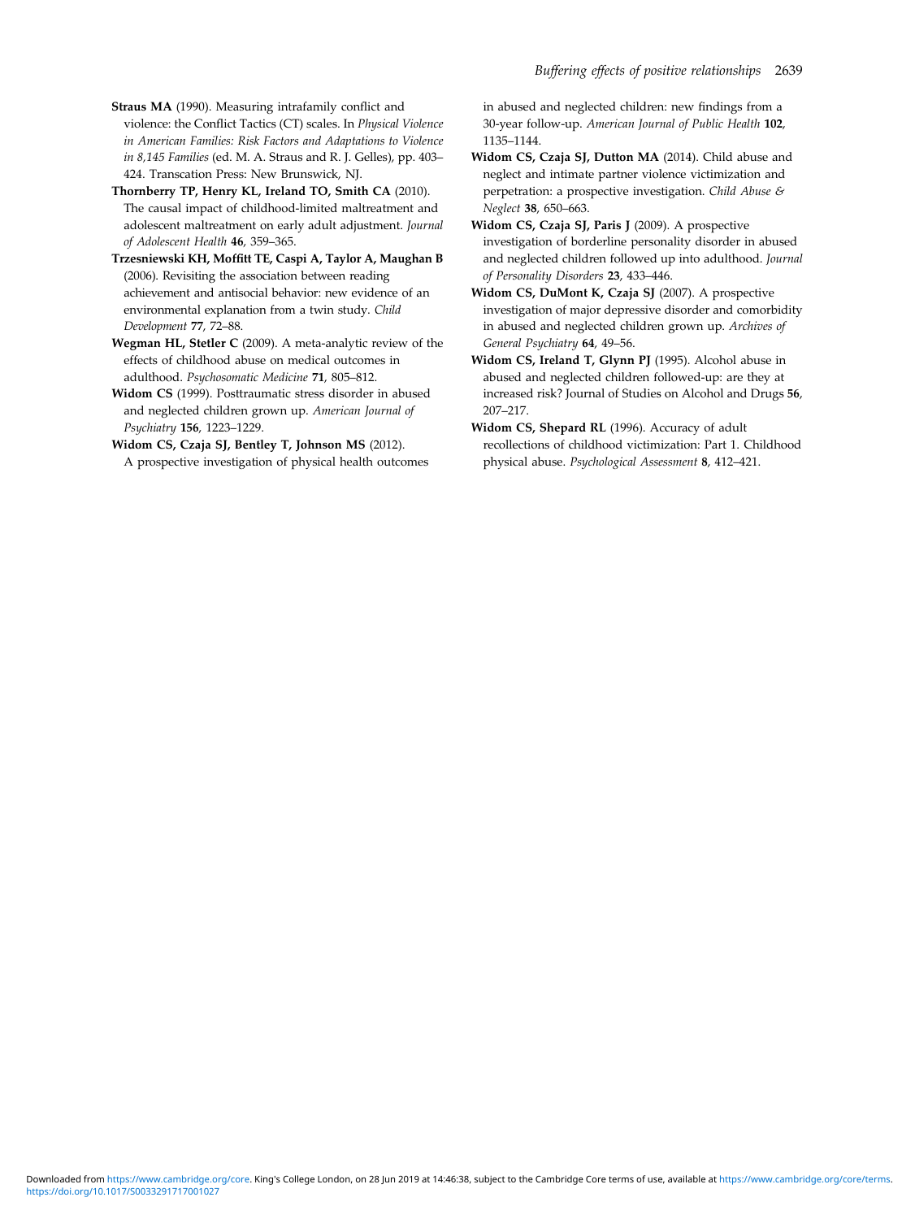**Straus MA** (1990). Measuring intrafamily conflict and violence: the Conflict Tactics (CT) scales. In *Physical Violence in American Families: Risk Factors and Adaptations to Violence in 8,145 Families* (ed. M. A. Straus and R. J. Gelles), pp. 403–424. Transcation Press: New Brunswick, NJ.

**Thornberry TP, Henry KL, Ireland TO, Smith CA** (2010). The causal impact of childhood-limited maltreatment and adolescent maltreatment on early adult adjustment. *Journal of Adolescent Health* **46**, 359–365.

**Trzesniewski KH, Moffitt TE, Caspi A, Taylor A, Maughan B** (2006). Revisiting the association between reading achievement and antisocial behavior: new evidence of an environmental explanation from a twin study. *Child Development* **77**, 72–88.

**Wegman HL, Stetler C** (2009). A meta-analytic review of the effects of childhood abuse on medical outcomes in adulthood. *Psychosomatic Medicine* **71**, 805–812.

**Widom CS** (1999). Posttraumatic stress disorder in abused and neglected children grown up. *American Journal of Psychiatry* **156**, 1223–1229.

**Widom CS, Czaja SJ, Bentley T, Johnson MS** (2012). A prospective investigation of physical health outcomes in abused and neglected children: new findings from a 30-year follow-up. *American Journal of Public Health* **102**, 1135–1144.

**Widom CS, Czaja SJ, Dutton MA** (2014). Child abuse and neglect and intimate partner violence victimization and perpetration: a prospective investigation. *Child Abuse & Neglect* **38**, 650–663.

**Widom CS, Czaja SJ, Paris J** (2009). A prospective investigation of borderline personality disorder in abused and neglected children followed up into adulthood. *Journal of Personality Disorders* **23**, 433–446.

**Widom CS, DuMont K, Czaja SJ** (2007). A prospective investigation of major depressive disorder and comorbidity in abused and neglected children grown up. *Archives of General Psychiatry* **64**, 49–56.

**Widom CS, Ireland T, Glynn PJ** (1995). Alcohol abuse in abused and neglected children followed-up: are they at increased risk? Journal of Studies on Alcohol and Drugs **56**, 207–217.

**Widom CS, Shepard RL** (1996). Accuracy of adult recollections of childhood victimization: Part 1. Childhood physical abuse. *Psychological Assessment* **8**, 412–421.